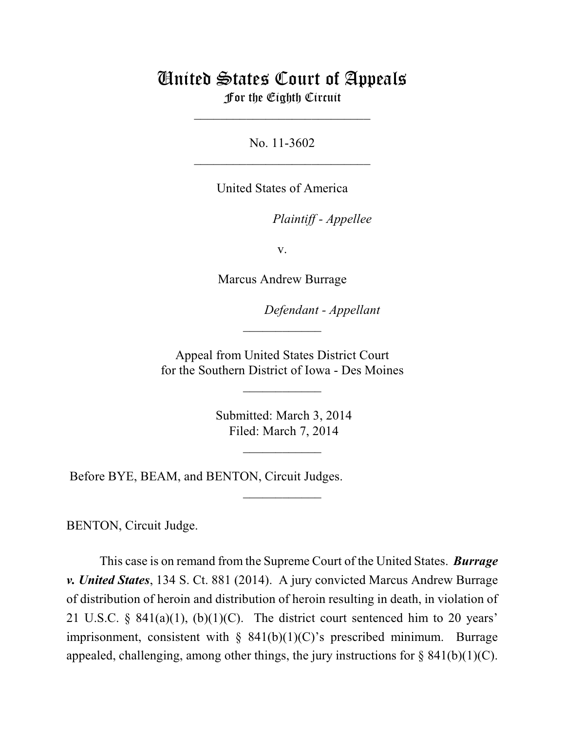# United States Court of Appeals
## For the Eighth Circuit

---

No. 11-3602

---

United States of America

*Plaintiff - Appellee*

v.

Marcus Andrew Burrage

*Defendant - Appellant*

---

Appeal from United States District Court
for the Southern District of Iowa - Des Moines

---

Submitted: March 3, 2014
Filed: March 7, 2014

---

Before BYE, BEAM, and BENTON, Circuit Judges.

---

BENTON, Circuit Judge.

This case is on remand from the Supreme Court of the United States. ***Burrage v. United States***, 134 S. Ct. 881 (2014). A jury convicted Marcus Andrew Burrage of distribution of heroin and distribution of heroin resulting in death, in violation of 21 U.S.C. § 841(a)(1), (b)(1)(C). The district court sentenced him to 20 years' imprisonment, consistent with § 841(b)(1)(C)'s prescribed minimum. Burrage appealed, challenging, among other things, the jury instructions for § 841(b)(1)(C).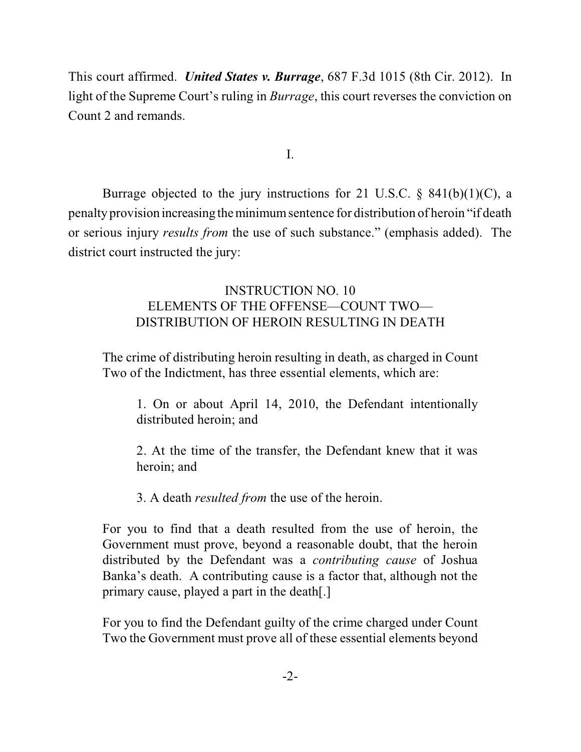This court affirmed. ***United States v. Burrage***, 687 F.3d 1015 (8th Cir. 2012). In light of the Supreme Court's ruling in *Burrage*, this court reverses the conviction on Count 2 and remands.

I.

Burrage objected to the jury instructions for 21 U.S.C. § 841(b)(1)(C), a penalty provision increasing the minimum sentence for distribution of heroin "if death or serious injury *results from* the use of such substance." (emphasis added). The district court instructed the jury:

> INSTRUCTION NO. 10
> ELEMENTS OF THE OFFENSE—COUNT TWO—
> DISTRIBUTION OF HEROIN RESULTING IN DEATH
>
> The crime of distributing heroin resulting in death, as charged in Count Two of the Indictment, has three essential elements, which are:
>
> > 1. On or about April 14, 2010, the Defendant intentionally distributed heroin; and
> >
> > 2. At the time of the transfer, the Defendant knew that it was heroin; and
> >
> > 3. A death *resulted from* the use of the heroin.
>
> For you to find that a death resulted from the use of heroin, the Government must prove, beyond a reasonable doubt, that the heroin distributed by the Defendant was a *contributing cause* of Joshua Banka's death. A contributing cause is a factor that, although not the primary cause, played a part in the death[.]
>
> For you to find the Defendant guilty of the crime charged under Count Two the Government must prove all of these essential elements beyond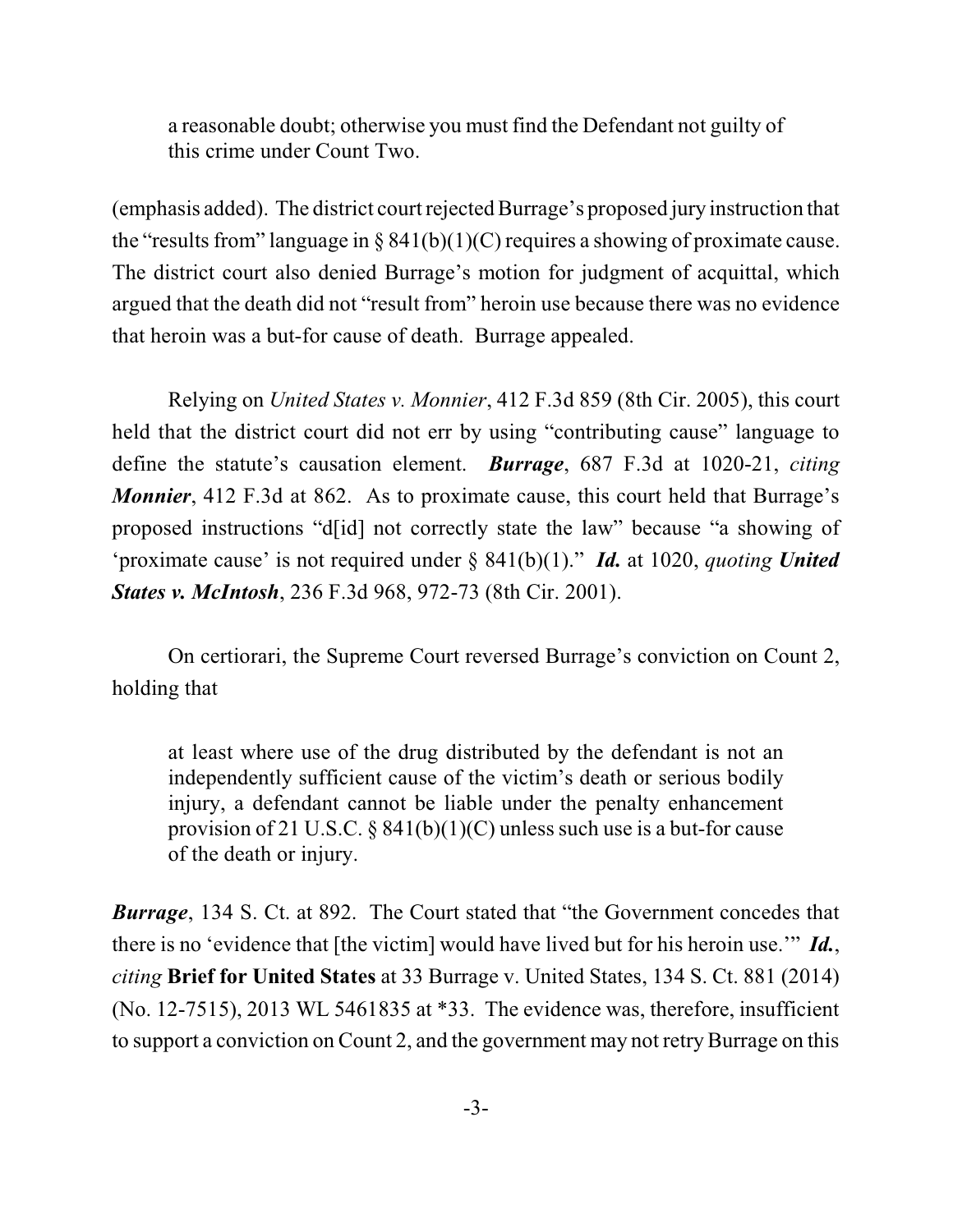> a reasonable doubt; otherwise you must find the Defendant not guilty of this crime under Count Two.

(emphasis added). The district court rejected Burrage's proposed jury instruction that the "results from" language in § 841(b)(1)(C) requires a showing of proximate cause. The district court also denied Burrage's motion for judgment of acquittal, which argued that the death did not "result from" heroin use because there was no evidence that heroin was a but-for cause of death. Burrage appealed.

Relying on *United States v. Monnier*, 412 F.3d 859 (8th Cir. 2005), this court held that the district court did not err by using "contributing cause" language to define the statute's causation element. ***Burrage***, 687 F.3d at 1020-21, *citing* ***Monnier***, 412 F.3d at 862. As to proximate cause, this court held that Burrage's proposed instructions "d[id] not correctly state the law" because "a showing of 'proximate cause' is not required under § 841(b)(1)." ***Id.*** at 1020, *quoting* ***United States v. McIntosh***, 236 F.3d 968, 972-73 (8th Cir. 2001).

On certiorari, the Supreme Court reversed Burrage's conviction on Count 2, holding that

> at least where use of the drug distributed by the defendant is not an independently sufficient cause of the victim's death or serious bodily injury, a defendant cannot be liable under the penalty enhancement provision of 21 U.S.C. § 841(b)(1)(C) unless such use is a but-for cause of the death or injury.

***Burrage***, 134 S. Ct. at 892. The Court stated that "the Government concedes that there is no 'evidence that [the victim] would have lived but for his heroin use.'" ***Id.***, *citing* **Brief for United States** at 33 Burrage v. United States, 134 S. Ct. 881 (2014) (No. 12-7515), 2013 WL 5461835 at *33. The evidence was, therefore, insufficient to support a conviction on Count 2, and the government may not retry Burrage on this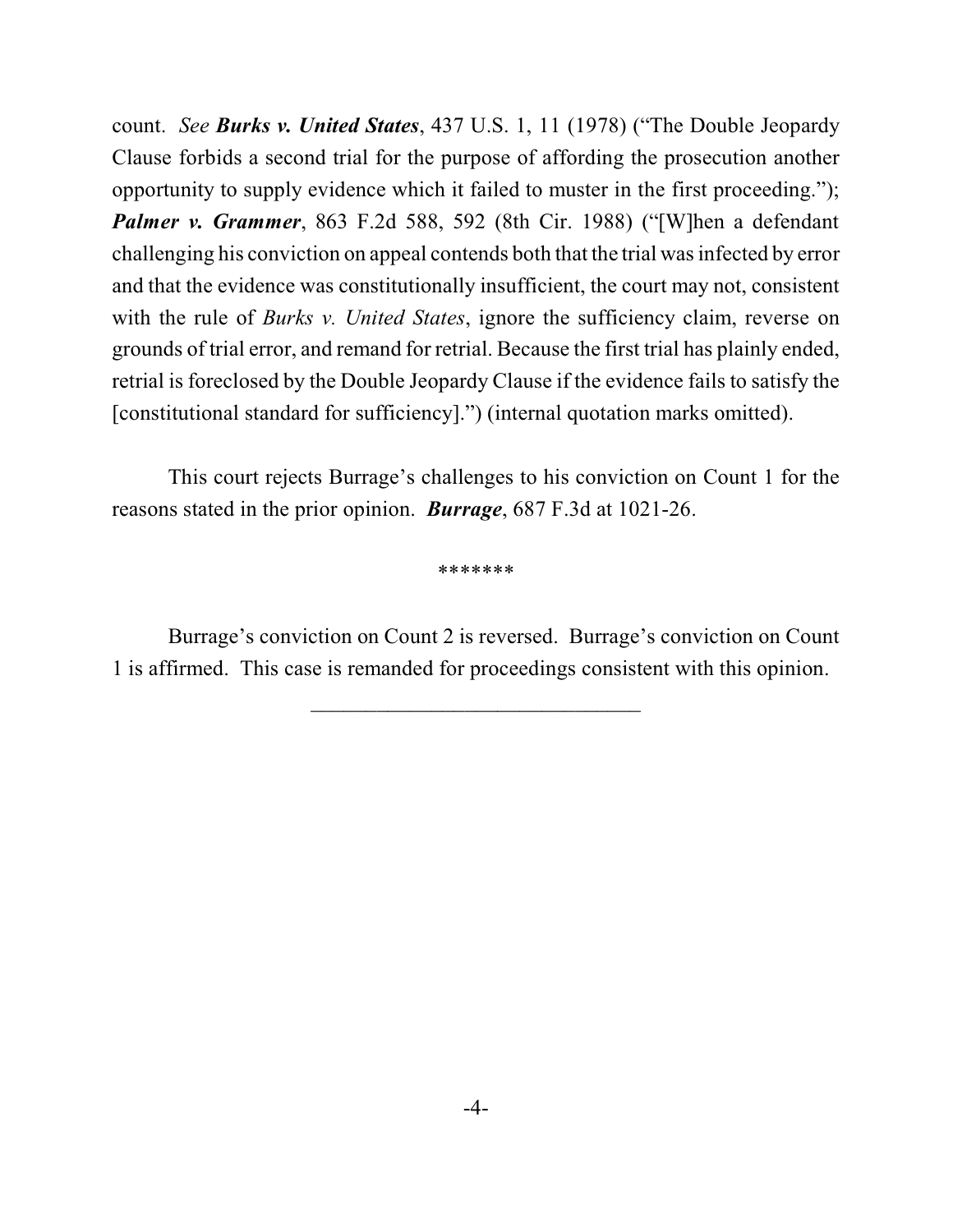count. *See* ***Burks v. United States***, 437 U.S. 1, 11 (1978) ("The Double Jeopardy Clause forbids a second trial for the purpose of affording the prosecution another opportunity to supply evidence which it failed to muster in the first proceeding."); ***Palmer v. Grammer***, 863 F.2d 588, 592 (8th Cir. 1988) ("[W]hen a defendant challenging his conviction on appeal contends both that the trial was infected by error and that the evidence was constitutionally insufficient, the court may not, consistent with the rule of *Burks v. United States*, ignore the sufficiency claim, reverse on grounds of trial error, and remand for retrial. Because the first trial has plainly ended, retrial is foreclosed by the Double Jeopardy Clause if the evidence fails to satisfy the [constitutional standard for sufficiency].") (internal quotation marks omitted).

This court rejects Burrage's challenges to his conviction on Count 1 for the reasons stated in the prior opinion. ***Burrage***, 687 F.3d at 1021-26.

*******

Burrage's conviction on Count 2 is reversed. Burrage's conviction on Count 1 is affirmed. This case is remanded for proceedings consistent with this opinion.

______________________________